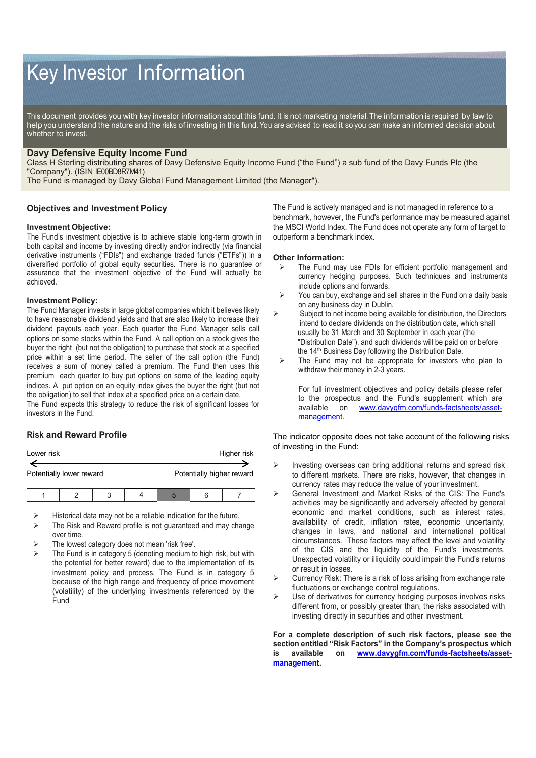# Key Investor Information

This document provides you with key investor information about this fund. It is not marketing material. The information is required by law to help you understand the nature and the risks of investing in this fund. You are advised to read it so you can make an informed decision about whether to invest.

## Davy Defensive Equity Income Fund

Class H Sterling distributing shares of Davy Defensive Equity Income Fund ("the Fund") a sub fund of the Davy Funds Plc (the "Company"). (ISIN IE00BD8R7M41)
The Fund is managed by Davy Global Fund Management Limited (the Manager").

## Objectives and Investment Policy

### Investment Objective:

The Fund's investment objective is to achieve stable long-term growth in both capital and income by investing directly and/or indirectly (via financial derivative instruments ("FDIs") and exchange traded funds ("ETFs")) in a diversified portfolio of global equity securities. There is no guarantee or assurance that the investment objective of the Fund will actually be achieved.

### Investment Policy:

The Fund Manager invests in large global companies which it believes likely to have reasonable dividend yields and that are also likely to increase their dividend payouts each year. Each quarter the Fund Manager sells call options on some stocks within the Fund. A call option on a stock gives the buyer the right (but not the obligation) to purchase that stock at a specified price within a set time period. The seller of the call option (the Fund) receives a sum of money called a premium. The Fund then uses this premium each quarter to buy put options on some of the leading equity indices. A put option on an equity index gives the buyer the right (but not the obligation) to sell that index at a specified price on a certain date.
The Fund expects this strategy to reduce the risk of significant losses for investors in the Fund.

The Fund is actively managed and is not managed in reference to a benchmark, however, the Fund's performance may be measured against the MSCI World Index. The Fund does not operate any form of target to outperform a benchmark index.

### Other Information:

- The Fund may use FDIs for efficient portfolio management and currency hedging purposes. Such techniques and instruments include options and forwards.
- You can buy, exchange and sell shares in the Fund on a daily basis on any business day in Dublin.
- Subject to net income being available for distribution, the Directors intend to declare dividends on the distribution date, which shall usually be 31 March and 30 September in each year (the "Distribution Date"), and such dividends will be paid on or before the 14th Business Day following the Distribution Date.
- The Fund may not be appropriate for investors who plan to withdraw their money in 2-3 years.

  For full investment objectives and policy details please refer to the prospectus and the Fund's supplement which are available on www.davygfm.com/funds-factsheets/asset-management.

## Risk and Reward Profile

| Lower risk | | | | | | Higher risk |
|---|---|---|---|---|---|---|
| Potentially lower reward | | | | | | Potentially higher reward |
| 1 | 2 | 3 | 4 | **5** | 6 | 7 |

- Historical data may not be a reliable indication for the future.
- The Risk and Reward profile is not guaranteed and may change over time.
- The lowest category does not mean 'risk free'.
- The Fund is in category 5 (denoting medium to high risk, but with the potential for better reward) due to the implementation of its investment policy and process. The Fund is in category 5 because of the high range and frequency of price movement (volatility) of the underlying investments referenced by the Fund

The indicator opposite does not take account of the following risks of investing in the Fund:

- Investing overseas can bring additional returns and spread risk to different markets. There are risks, however, that changes in currency rates may reduce the value of your investment.
- General Investment and Market Risks of the CIS: The Fund's activities may be significantly and adversely affected by general economic and market conditions, such as interest rates, availability of credit, inflation rates, economic uncertainty, changes in laws, and national and international political circumstances. These factors may affect the level and volatility of the CIS and the liquidity of the Fund's investments. Unexpected volatility or illiquidity could impair the Fund's returns or result in losses.
- Currency Risk: There is a risk of loss arising from exchange rate fluctuations or exchange control regulations.
- Use of derivatives for currency hedging purposes involves risks different from, or possibly greater than, the risks associated with investing directly in securities and other investment.

**For a complete description of such risk factors, please see the section entitled "Risk Factors" in the Company's prospectus which is available on www.davygfm.com/funds-factsheets/asset-management.**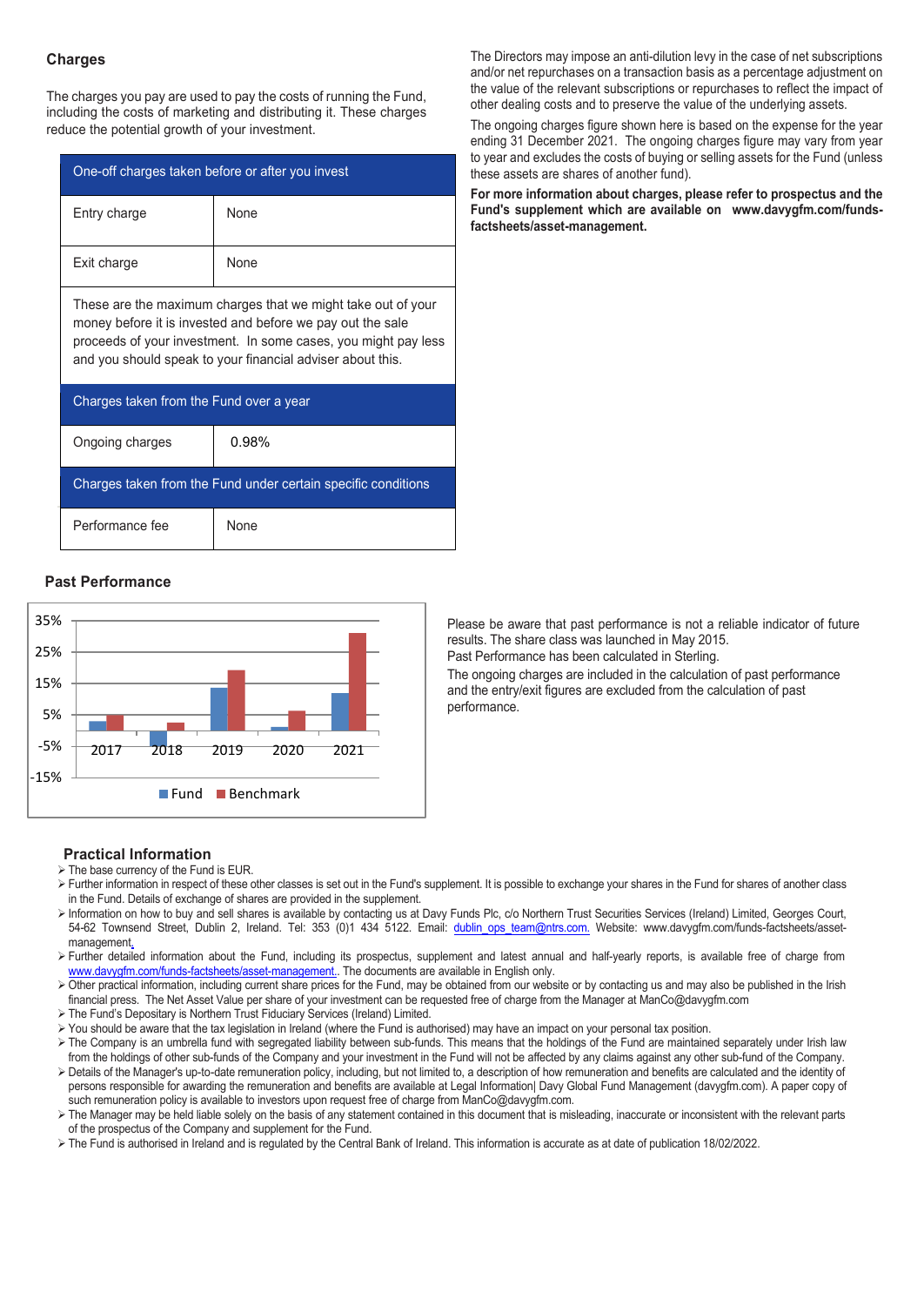## Charges

The charges you pay are used to pay the costs of running the Fund, including the costs of marketing and distributing it. These charges reduce the potential growth of your investment.

| One-off charges taken before or after you invest | |
|---|---|
| Entry charge | None |
| Exit charge | None |
| These are the maximum charges that we might take out of your money before it is invested and before we pay out the sale proceeds of your investment. In some cases, you might pay less and you should speak to your financial adviser about this. | |
| **Charges taken from the Fund over a year** | |
| Ongoing charges | 0.98% |
| **Charges taken from the Fund under certain specific conditions** | |
| Performance fee | None |

The Directors may impose an anti-dilution levy in the case of net subscriptions and/or net repurchases on a transaction basis as a percentage adjustment on the value of the relevant subscriptions or repurchases to reflect the impact of other dealing costs and to preserve the value of the underlying assets.

The ongoing charges figure shown here is based on the expense for the year ending 31 December 2021. The ongoing charges figure may vary from year to year and excludes the costs of buying or selling assets for the Fund (unless these assets are shares of another fund).

**For more information about charges, please refer to prospectus and the Fund's supplement which are available on www.davygfm.com/funds-factsheets/asset-management.**

## Past Performance

35%
25%
15%
5%
-5%
-15%
2017 2018 2019 2020 2021
Fund Benchmark

Please be aware that past performance is not a reliable indicator of future results. The share class was launched in May 2015.
Past Performance has been calculated in Sterling.
The ongoing charges are included in the calculation of past performance and the entry/exit figures are excluded from the calculation of past performance.

## Practical Information

- The base currency of the Fund is EUR.
- Further information in respect of these other classes is set out in the Fund's supplement. It is possible to exchange your shares in the Fund for shares of another class in the Fund. Details of exchange of shares are provided in the supplement.
- Information on how to buy and sell shares is available by contacting us at Davy Funds Plc, c/o Northern Trust Securities Services (Ireland) Limited, Georges Court, 54-62 Townsend Street, Dublin 2, Ireland. Tel: 353 (0)1 434 5122. Email: dublin_ops_team@ntrs.com. Website: www.davygfm.com/funds-factsheets/asset-management.
- Further detailed information about the Fund, including its prospectus, supplement and latest annual and half-yearly reports, is available free of charge from www.davygfm.com/funds-factsheets/asset-management.. The documents are available in English only.
- Other practical information, including current share prices for the Fund, may be obtained from our website or by contacting us and may also be published in the Irish financial press. The Net Asset Value per share of your investment can be requested free of charge from the Manager at ManCo@davygfm.com
- The Fund's Depositary is Northern Trust Fiduciary Services (Ireland) Limited.
- You should be aware that the tax legislation in Ireland (where the Fund is authorised) may have an impact on your personal tax position.
- The Company is an umbrella fund with segregated liability between sub-funds. This means that the holdings of the Fund are maintained separately under Irish law from the holdings of other sub-funds of the Company and your investment in the Fund will not be affected by any claims against any other sub-fund of the Company.
- Details of the Manager's up-to-date remuneration policy, including, but not limited to, a description of how remuneration and benefits are calculated and the identity of persons responsible for awarding the remuneration and benefits are available at Legal Information| Davy Global Fund Management (davygfm.com). A paper copy of such remuneration policy is available to investors upon request free of charge from ManCo@davygfm.com.
- The Manager may be held liable solely on the basis of any statement contained in this document that is misleading, inaccurate or inconsistent with the relevant parts of the prospectus of the Company and supplement for the Fund.
- The Fund is authorised in Ireland and is regulated by the Central Bank of Ireland. This information is accurate as at date of publication 18/02/2022.